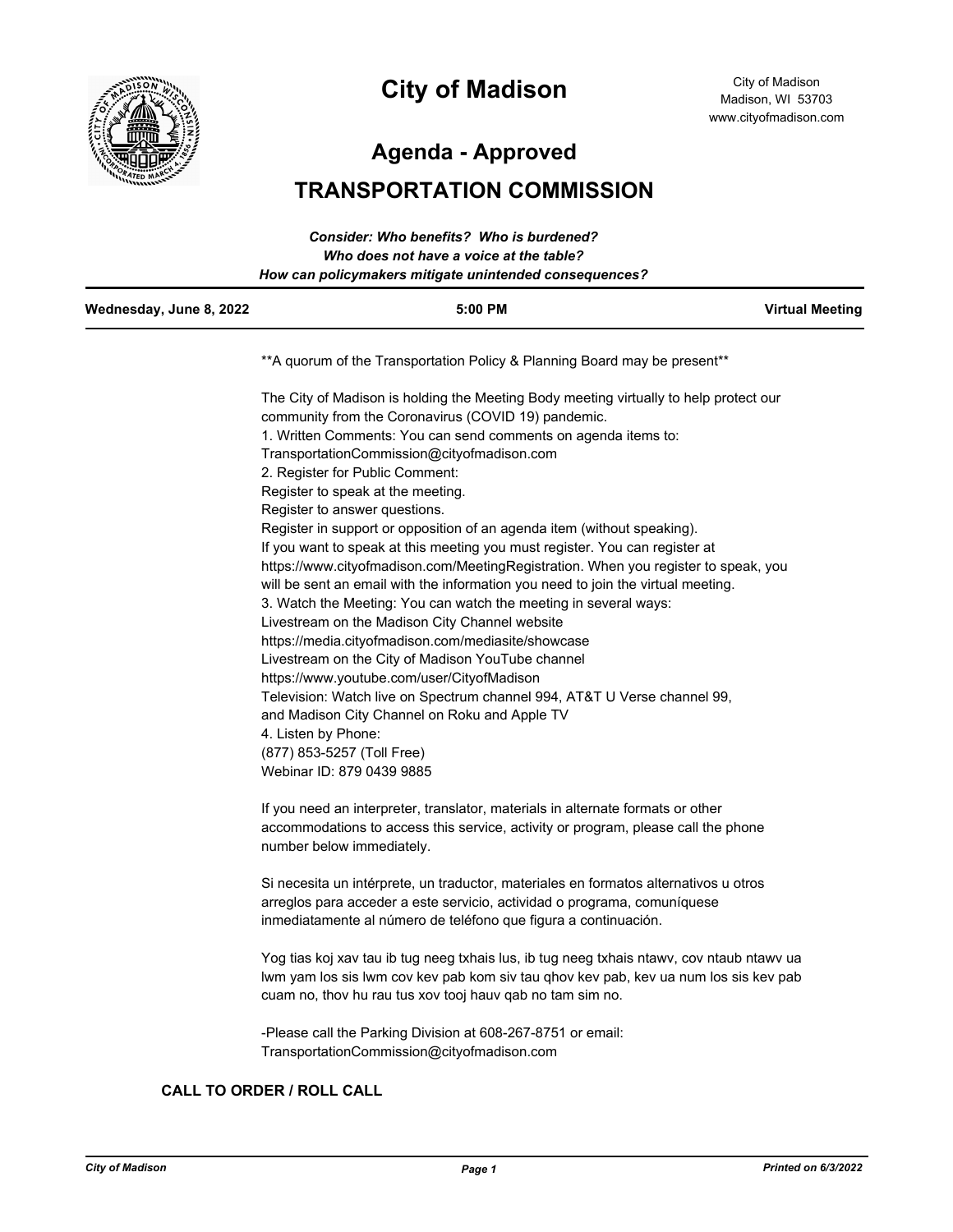# City of Madison

City of Madison
Madison, WI 53703
www.cityofmadison.com

## Agenda - Approved

## TRANSPORTATION COMMISSION

***Consider: Who benefits? Who is burdened?***
***Who does not have a voice at the table?***
***How can policymakers mitigate unintended consequences?***

| Wednesday, June 8, 2022 | 5:00 PM | Virtual Meeting |
|---|---|---|

**A quorum of the Transportation Policy & Planning Board may be present**

The City of Madison is holding the Meeting Body meeting virtually to help protect our community from the Coronavirus (COVID 19) pandemic.
1. Written Comments: You can send comments on agenda items to: TransportationCommission@cityofmadison.com
2. Register for Public Comment:
Register to speak at the meeting.
Register to answer questions.
Register in support or opposition of an agenda item (without speaking).
If you want to speak at this meeting you must register. You can register at https://www.cityofmadison.com/MeetingRegistration. When you register to speak, you will be sent an email with the information you need to join the virtual meeting.
3. Watch the Meeting: You can watch the meeting in several ways:
Livestream on the Madison City Channel website
https://media.cityofmadison.com/mediasite/showcase
Livestream on the City of Madison YouTube channel
https://www.youtube.com/user/CityofMadison
Television: Watch live on Spectrum channel 994, AT&T U Verse channel 99, and Madison City Channel on Roku and Apple TV
4. Listen by Phone:
(877) 853-5257 (Toll Free)
Webinar ID: 879 0439 9885

If you need an interpreter, translator, materials in alternate formats or other accommodations to access this service, activity or program, please call the phone number below immediately.

Si necesita un intérprete, un traductor, materiales en formatos alternativos u otros arreglos para acceder a este servicio, actividad o programa, comuníquese inmediatamente al número de teléfono que figura a continuación.

Yog tias koj xav tau ib tug neeg txhais lus, ib tug neeg txhais ntawv, cov ntaub ntawv ua lwm yam los sis lwm cov kev pab kom siv tau qhov kev pab, kev ua num los sis kev pab cuam no, thov hu rau tus xov tooj hauv qab no tam sim no.

-Please call the Parking Division at 608-267-8751 or email: TransportationCommission@cityofmadison.com

**CALL TO ORDER / ROLL CALL**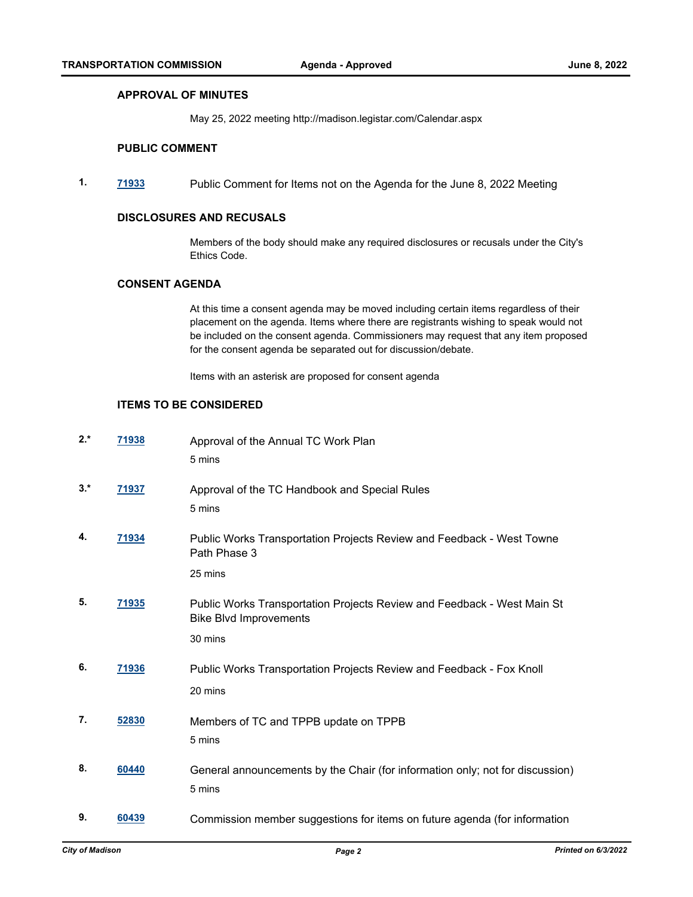### APPROVAL OF MINUTES

May 25, 2022 meeting http://madison.legistar.com/Calendar.aspx

### PUBLIC COMMENT

**1.** **71933** Public Comment for Items not on the Agenda for the June 8, 2022 Meeting

### DISCLOSURES AND RECUSALS

Members of the body should make any required disclosures or recusals under the City's Ethics Code.

### CONSENT AGENDA

At this time a consent agenda may be moved including certain items regardless of their placement on the agenda. Items where there are registrants wishing to speak would not be included on the consent agenda. Commissioners may request that any item proposed for the consent agenda be separated out for discussion/debate.

Items with an asterisk are proposed for consent agenda

### ITEMS TO BE CONSIDERED

**2.*** **71938** Approval of the Annual TC Work Plan

5 mins

**3.*** **71937** Approval of the TC Handbook and Special Rules

5 mins

**4.** **71934** Public Works Transportation Projects Review and Feedback - West Towne Path Phase 3

25 mins

**5.** **71935** Public Works Transportation Projects Review and Feedback - West Main St Bike Blvd Improvements

30 mins

**6.** **71936** Public Works Transportation Projects Review and Feedback - Fox Knoll

20 mins

**7.** **52830** Members of TC and TPPB update on TPPB

5 mins

**8.** **60440** General announcements by the Chair (for information only; not for discussion)

5 mins

**9.** **60439** Commission member suggestions for items on future agenda (for information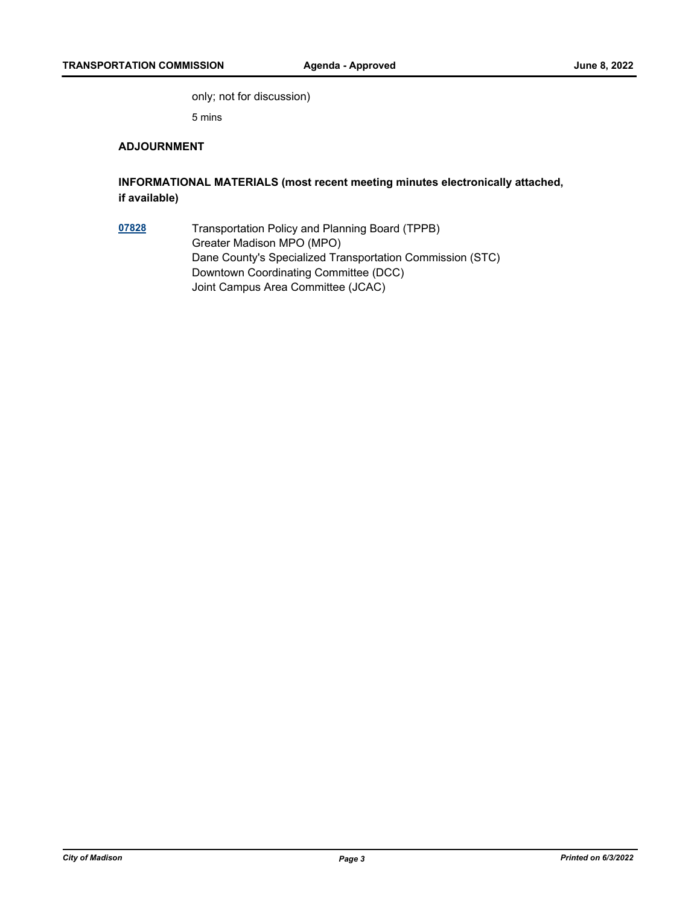only; not for discussion)

5 mins

## ADJOURNMENT

## INFORMATIONAL MATERIALS (most recent meeting minutes electronically attached, if available)

**07828** Transportation Policy and Planning Board (TPPB)
Greater Madison MPO (MPO)
Dane County's Specialized Transportation Commission (STC)
Downtown Coordinating Committee (DCC)
Joint Campus Area Committee (JCAC)